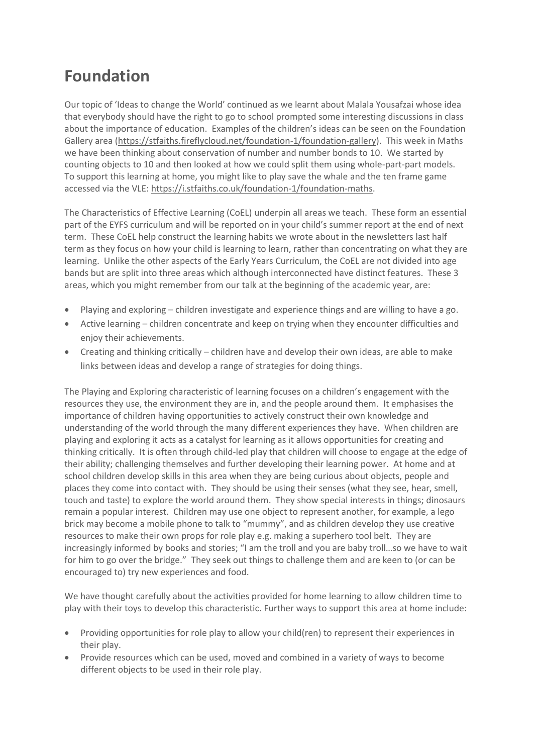# Foundation

Our topic of 'Ideas to change the World' continued as we learnt about Malala Yousafzai whose idea that everybody should have the right to go to school prompted some interesting discussions in class about the importance of education. Examples of the children's ideas can be seen on the Foundation Gallery area (https://stfaiths.fireflycloud.net/foundation-1/foundation-gallery). This week in Maths we have been thinking about conservation of number and number bonds to 10. We started by counting objects to 10 and then looked at how we could split them using whole-part-part models. To support this learning at home, you might like to play save the whale and the ten frame game accessed via the VLE: https://i.stfaiths.co.uk/foundation-1/foundation-maths.

The Characteristics of Effective Learning (CoEL) underpin all areas we teach. These form an essential part of the EYFS curriculum and will be reported on in your child's summer report at the end of next term. These CoEL help construct the learning habits we wrote about in the newsletters last half term as they focus on how your child is learning to learn, rather than concentrating on what they are learning. Unlike the other aspects of the Early Years Curriculum, the CoEL are not divided into age bands but are split into three areas which although interconnected have distinct features. These 3 areas, which you might remember from our talk at the beginning of the academic year, are:

- Playing and exploring – children investigate and experience things and are willing to have a go.
- Active learning – children concentrate and keep on trying when they encounter difficulties and enjoy their achievements.
- Creating and thinking critically – children have and develop their own ideas, are able to make links between ideas and develop a range of strategies for doing things.

The Playing and Exploring characteristic of learning focuses on a children's engagement with the resources they use, the environment they are in, and the people around them. It emphasises the importance of children having opportunities to actively construct their own knowledge and understanding of the world through the many different experiences they have. When children are playing and exploring it acts as a catalyst for learning as it allows opportunities for creating and thinking critically. It is often through child-led play that children will choose to engage at the edge of their ability; challenging themselves and further developing their learning power. At home and at school children develop skills in this area when they are being curious about objects, people and places they come into contact with. They should be using their senses (what they see, hear, smell, touch and taste) to explore the world around them. They show special interests in things; dinosaurs remain a popular interest. Children may use one object to represent another, for example, a lego brick may become a mobile phone to talk to "mummy", and as children develop they use creative resources to make their own props for role play e.g. making a superhero tool belt. They are increasingly informed by books and stories; "I am the troll and you are baby troll…so we have to wait for him to go over the bridge." They seek out things to challenge them and are keen to (or can be encouraged to) try new experiences and food.

We have thought carefully about the activities provided for home learning to allow children time to play with their toys to develop this characteristic. Further ways to support this area at home include:

- Providing opportunities for role play to allow your child(ren) to represent their experiences in their play.
- Provide resources which can be used, moved and combined in a variety of ways to become different objects to be used in their role play.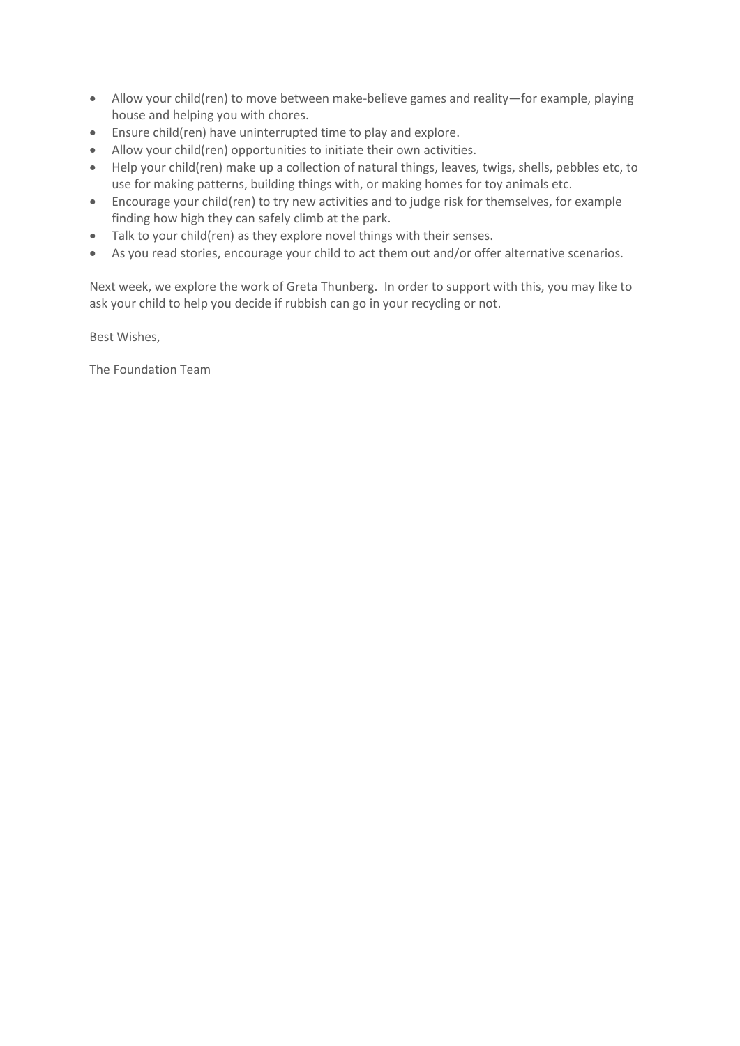- Allow your child(ren) to move between make-believe games and reality—for example, playing house and helping you with chores.
- Ensure child(ren) have uninterrupted time to play and explore.
- Allow your child(ren) opportunities to initiate their own activities.
- Help your child(ren) make up a collection of natural things, leaves, twigs, shells, pebbles etc, to use for making patterns, building things with, or making homes for toy animals etc.
- Encourage your child(ren) to try new activities and to judge risk for themselves, for example finding how high they can safely climb at the park.
- Talk to your child(ren) as they explore novel things with their senses.
- As you read stories, encourage your child to act them out and/or offer alternative scenarios.

Next week, we explore the work of Greta Thunberg. In order to support with this, you may like to ask your child to help you decide if rubbish can go in your recycling or not.

Best Wishes,

The Foundation Team